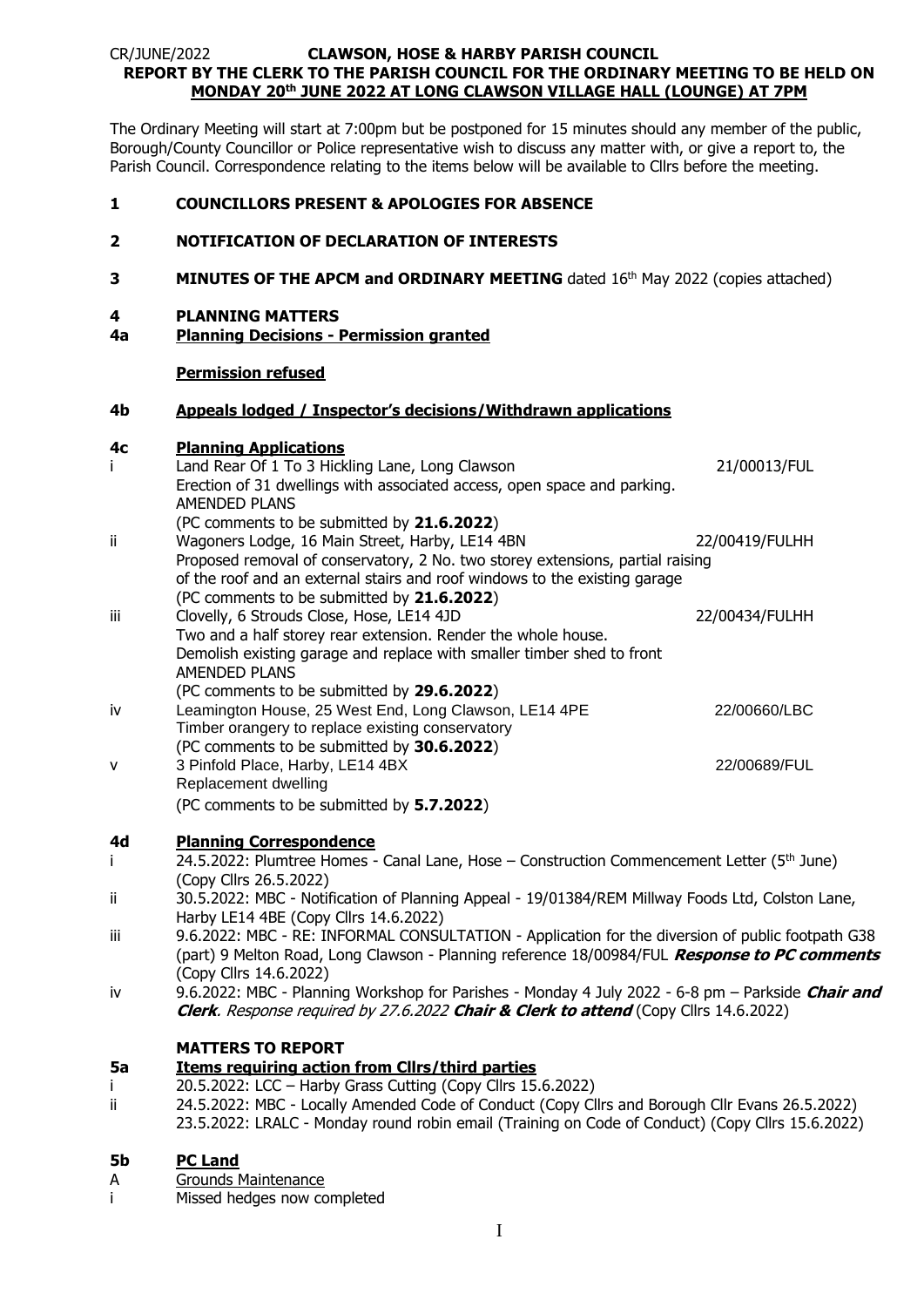CR/JUNE/2022 **CLAWSON, HOSE & HARBY PARISH COUNCIL**

**REPORT BY THE CLERK TO THE PARISH COUNCIL FOR THE ORDINARY MEETING TO BE HELD ON MONDAY 20th JUNE 2022 AT LONG CLAWSON VILLAGE HALL (LOUNGE) AT 7PM**

The Ordinary Meeting will start at 7:00pm but be postponed for 15 minutes should any member of the public, Borough/County Councillor or Police representative wish to discuss any matter with, or give a report to, the Parish Council. Correspondence relating to the items below will be available to Cllrs before the meeting.

**1 COUNCILLORS PRESENT & APOLOGIES FOR ABSENCE**

**2 NOTIFICATION OF DECLARATION OF INTERESTS**

**3 MINUTES OF THE APCM and ORDINARY MEETING** dated 16th May 2022 (copies attached)

**4 PLANNING MATTERS**

**4a Planning Decisions - Permission granted**

**Permission refused**

**4b Appeals lodged / Inspector's decisions/Withdrawn applications**

**4c Planning Applications**

i Land Rear Of 1 To 3 Hickling Lane, Long Clawson — 21/00013/FUL
Erection of 31 dwellings with associated access, open space and parking.
AMENDED PLANS
(PC comments to be submitted by **21.6.2022**)

ii Wagoners Lodge, 16 Main Street, Harby, LE14 4BN — 22/00419/FULHH
Proposed removal of conservatory, 2 No. two storey extensions, partial raising of the roof and an external stairs and roof windows to the existing garage
(PC comments to be submitted by **21.6.2022**)

iii Clovelly, 6 Strouds Close, Hose, LE14 4JD — 22/00434/FULHH
Two and a half storey rear extension. Render the whole house.
Demolish existing garage and replace with smaller timber shed to front
AMENDED PLANS
(PC comments to be submitted by **29.6.2022**)

iv Leamington House, 25 West End, Long Clawson, LE14 4PE — 22/00660/LBC
Timber orangery to replace existing conservatory
(PC comments to be submitted by **30.6.2022**)

v 3 Pinfold Place, Harby, LE14 4BX — 22/00689/FUL
Replacement dwelling
(PC comments to be submitted by **5.7.2022**)

**4d Planning Correspondence**

i 24.5.2022: Plumtree Homes - Canal Lane, Hose – Construction Commencement Letter (5th June) (Copy Cllrs 26.5.2022)

ii 30.5.2022: MBC - Notification of Planning Appeal - 19/01384/REM Millway Foods Ltd, Colston Lane, Harby LE14 4BE (Copy Cllrs 14.6.2022)

iii 9.6.2022: MBC - RE: INFORMAL CONSULTATION - Application for the diversion of public footpath G38 (part) 9 Melton Road, Long Clawson - Planning reference 18/00984/FUL ***Response to PC comments*** (Copy Cllrs 14.6.2022)

iv 9.6.2022: MBC - Planning Workshop for Parishes - Monday 4 July 2022 - 6-8 pm – Parkside ***Chair and Clerk***. *Response required by 27.6.2022* ***Chair & Clerk to attend*** (Copy Cllrs 14.6.2022)

**MATTERS TO REPORT**

**5a Items requiring action from Cllrs/third parties**

i 20.5.2022: LCC – Harby Grass Cutting (Copy Cllrs 15.6.2022)

ii 24.5.2022: MBC - Locally Amended Code of Conduct (Copy Cllrs and Borough Cllr Evans 26.5.2022)
23.5.2022: LRALC - Monday round robin email (Training on Code of Conduct) (Copy Cllrs 15.6.2022)

**5b PC Land**

A Grounds Maintenance

i Missed hedges now completed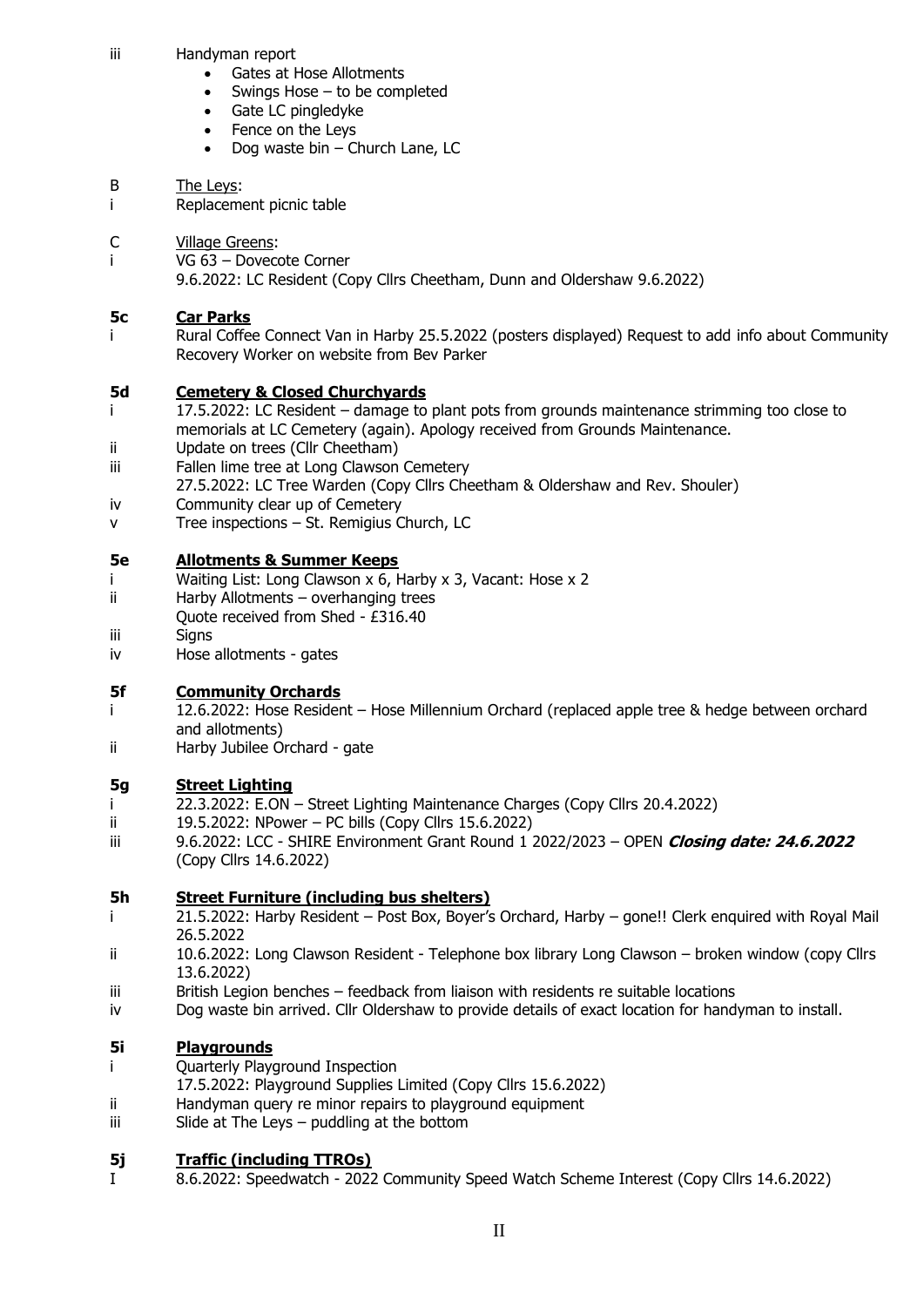iii Handyman report

- Gates at Hose Allotments
- Swings Hose – to be completed
- Gate LC pingledyke
- Fence on the Leys
- Dog waste bin – Church Lane, LC

B <u>The Leys</u>:

i Replacement picnic table

C <u>Village Greens</u>:

i VG 63 – Dovecote Corner
9.6.2022: LC Resident (Copy Cllrs Cheetham, Dunn and Oldershaw 9.6.2022)

## 5c Car Parks

i Rural Coffee Connect Van in Harby 25.5.2022 (posters displayed) Request to add info about Community Recovery Worker on website from Bev Parker

## 5d Cemetery & Closed Churchyards

i 17.5.2022: LC Resident – damage to plant pots from grounds maintenance strimming too close to memorials at LC Cemetery (again). Apology received from Grounds Maintenance.

ii Update on trees (Cllr Cheetham)

iii Fallen lime tree at Long Clawson Cemetery
27.5.2022: LC Tree Warden (Copy Cllrs Cheetham & Oldershaw and Rev. Shouler)

iv Community clear up of Cemetery

v Tree inspections – St. Remigius Church, LC

## 5e Allotments & Summer Keeps

i Waiting List: Long Clawson x 6, Harby x 3, Vacant: Hose x 2

ii Harby Allotments – overhanging trees
Quote received from Shed - £316.40

iii Signs

iv Hose allotments - gates

## 5f Community Orchards

i 12.6.2022: Hose Resident – Hose Millennium Orchard (replaced apple tree & hedge between orchard and allotments)

ii Harby Jubilee Orchard - gate

## 5g Street Lighting

i 22.3.2022: E.ON – Street Lighting Maintenance Charges (Copy Cllrs 20.4.2022)

ii 19.5.2022: NPower – PC bills (Copy Cllrs 15.6.2022)

iii 9.6.2022: LCC - SHIRE Environment Grant Round 1 2022/2023 – OPEN ***Closing date: 24.6.2022*** (Copy Cllrs 14.6.2022)

## 5h Street Furniture (including bus shelters)

i 21.5.2022: Harby Resident – Post Box, Boyer's Orchard, Harby – gone!! Clerk enquired with Royal Mail 26.5.2022

ii 10.6.2022: Long Clawson Resident - Telephone box library Long Clawson – broken window (copy Cllrs 13.6.2022)

iii British Legion benches – feedback from liaison with residents re suitable locations

iv Dog waste bin arrived. Cllr Oldershaw to provide details of exact location for handyman to install.

## 5i Playgrounds

i Quarterly Playground Inspection
17.5.2022: Playground Supplies Limited (Copy Cllrs 15.6.2022)

ii Handyman query re minor repairs to playground equipment

iii Slide at The Leys – puddling at the bottom

## 5j Traffic (including TTROs)

I 8.6.2022: Speedwatch - 2022 Community Speed Watch Scheme Interest (Copy Cllrs 14.6.2022)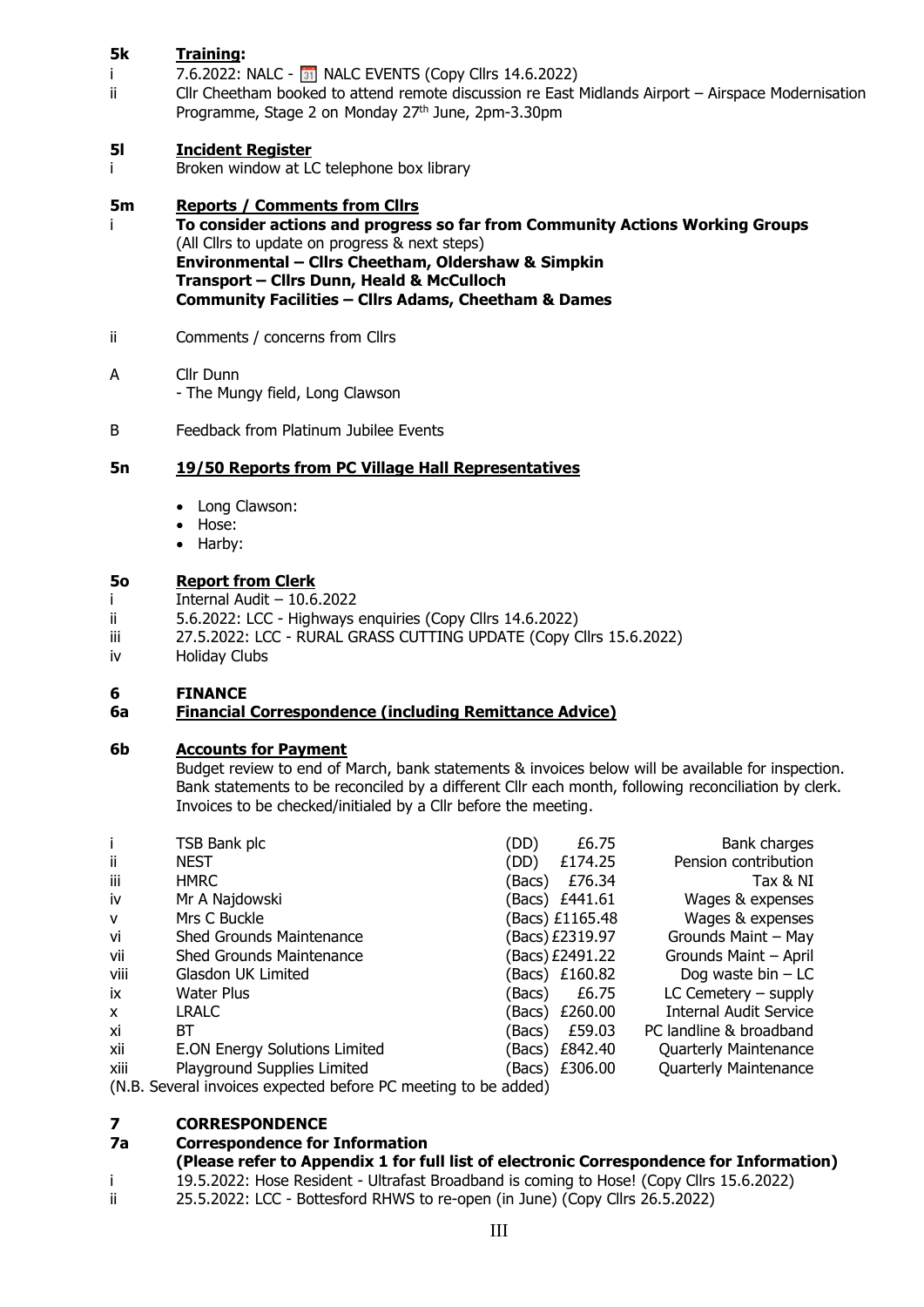**5k** **Training:**

i 7.6.2022: NALC - 📅 NALC EVENTS (Copy Cllrs 14.6.2022)

ii Cllr Cheetham booked to attend remote discussion re East Midlands Airport – Airspace Modernisation Programme, Stage 2 on Monday 27th June, 2pm-3.30pm

**5l** **Incident Register**

i Broken window at LC telephone box library

**5m** **Reports / Comments from Cllrs**

i **To consider actions and progress so far from Community Actions Working Groups**
(All Cllrs to update on progress & next steps)
**Environmental – Cllrs Cheetham, Oldershaw & Simpkin**
**Transport – Cllrs Dunn, Heald & McCulloch**
**Community Facilities – Cllrs Adams, Cheetham & Dames**

ii Comments / concerns from Cllrs

A Cllr Dunn
- The Mungy field, Long Clawson

B Feedback from Platinum Jubilee Events

**5n** **19/50 Reports from PC Village Hall Representatives**

- Long Clawson:
- Hose:
- Harby:

**5o** **Report from Clerk**

i Internal Audit – 10.6.2022

ii 5.6.2022: LCC - Highways enquiries (Copy Cllrs 14.6.2022)

iii 27.5.2022: LCC - RURAL GRASS CUTTING UPDATE (Copy Cllrs 15.6.2022)

iv Holiday Clubs

**6** **FINANCE**

**6a** **Financial Correspondence (including Remittance Advice)**

**6b** **Accounts for Payment**

Budget review to end of March, bank statements & invoices below will be available for inspection. Bank statements to be reconciled by a different Cllr each month, following reconciliation by clerk. Invoices to be checked/initialed by a Cllr before the meeting.

| | | | | |
|---|---|---|---|---|
| i | TSB Bank plc | (DD) | £6.75 | Bank charges |
| ii | NEST | (DD) | £174.25 | Pension contribution |
| iii | HMRC | (Bacs) | £76.34 | Tax & NI |
| iv | Mr A Najdowski | (Bacs) | £441.61 | Wages & expenses |
| v | Mrs C Buckle | (Bacs) | £1165.48 | Wages & expenses |
| vi | Shed Grounds Maintenance | (Bacs) | £2319.97 | Grounds Maint – May |
| vii | Shed Grounds Maintenance | (Bacs) | £2491.22 | Grounds Maint – April |
| viii | Glasdon UK Limited | (Bacs) | £160.82 | Dog waste bin – LC |
| ix | Water Plus | (Bacs) | £6.75 | LC Cemetery – supply |
| x | LRALC | (Bacs) | £260.00 | Internal Audit Service |
| xi | BT | (Bacs) | £59.03 | PC landline & broadband |
| xii | E.ON Energy Solutions Limited | (Bacs) | £842.40 | Quarterly Maintenance |
| xiii | Playground Supplies Limited | (Bacs) | £306.00 | Quarterly Maintenance |

(N.B. Several invoices expected before PC meeting to be added)

**7** **CORRESPONDENCE**

**7a** **Correspondence for Information**
**(Please refer to Appendix 1 for full list of electronic Correspondence for Information)**

i 19.5.2022: Hose Resident - Ultrafast Broadband is coming to Hose! (Copy Cllrs 15.6.2022)

ii 25.5.2022: LCC - Bottesford RHWS to re-open (in June) (Copy Cllrs 26.5.2022)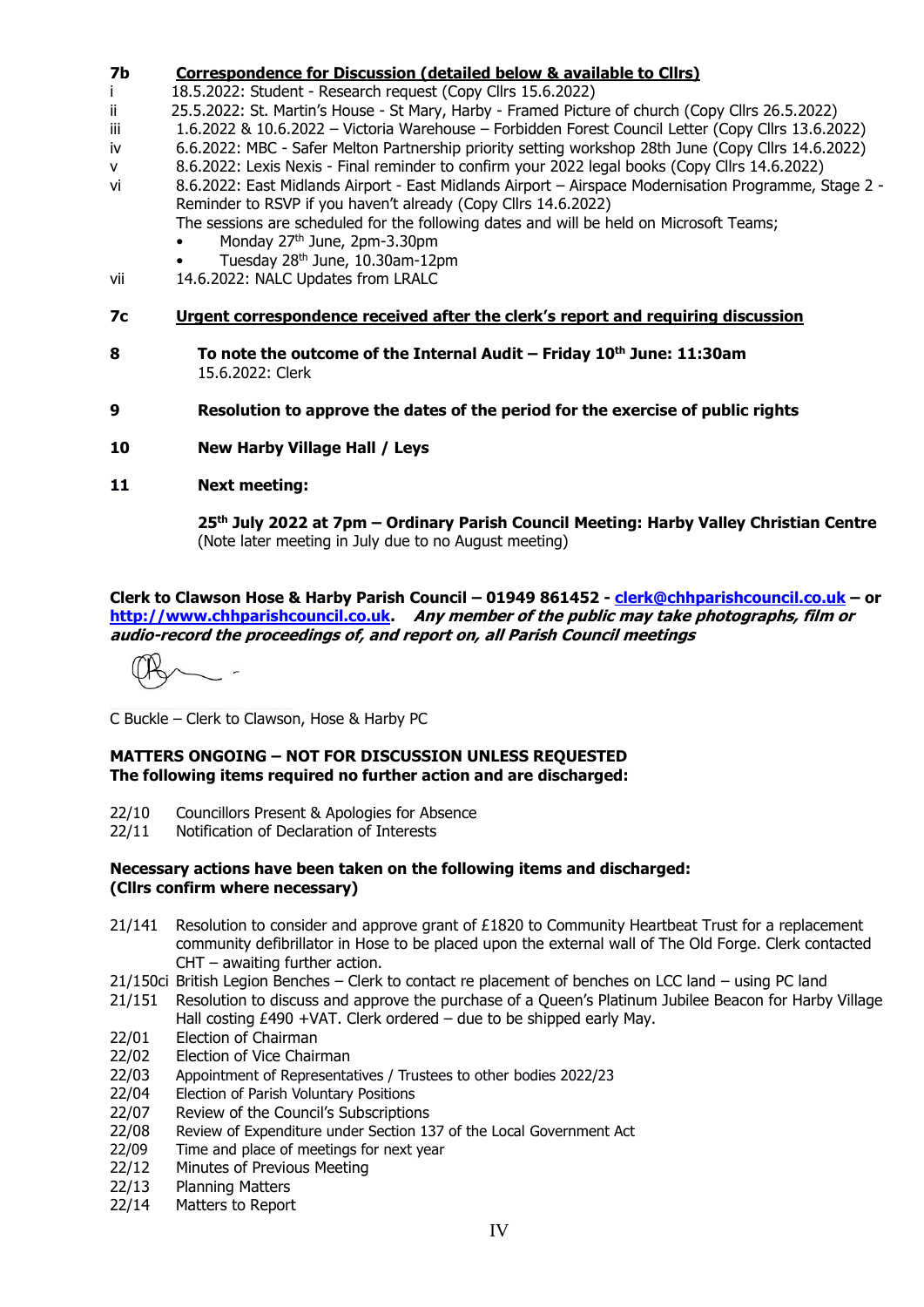**7b** **<u>Correspondence for Discussion (detailed below & available to Cllrs)</u>**

i 18.5.2022: Student - Research request (Copy Cllrs 15.6.2022)

ii 25.5.2022: St. Martin's House - St Mary, Harby - Framed Picture of church (Copy Cllrs 26.5.2022)

iii 1.6.2022 & 10.6.2022 – Victoria Warehouse – Forbidden Forest Council Letter (Copy Cllrs 13.6.2022)

iv 6.6.2022: MBC - Safer Melton Partnership priority setting workshop 28th June (Copy Cllrs 14.6.2022)

v 8.6.2022: Lexis Nexis - Final reminder to confirm your 2022 legal books (Copy Cllrs 14.6.2022)

vi 8.6.2022: East Midlands Airport - East Midlands Airport – Airspace Modernisation Programme, Stage 2 - Reminder to RSVP if you haven't already (Copy Cllrs 14.6.2022)
The sessions are scheduled for the following dates and will be held on Microsoft Teams;
- Monday 27th June, 2pm-3.30pm
- Tuesday 28th June, 10.30am-12pm

vii 14.6.2022: NALC Updates from LRALC

**7c** **<u>Urgent correspondence received after the clerk's report and requiring discussion</u>**

**8** **To note the outcome of the Internal Audit – Friday 10th June: 11:30am**
15.6.2022: Clerk

**9** **Resolution to approve the dates of the period for the exercise of public rights**

**10** **New Harby Village Hall / Leys**

**11** **Next meeting:**

**25th July 2022 at 7pm – Ordinary Parish Council Meeting: Harby Valley Christian Centre**
(Note later meeting in July due to no August meeting)

**Clerk to Clawson Hose & Harby Parish Council – 01949 861452 - clerk@chhparishcouncil.co.uk – or http://www.chhparishcouncil.co.uk.** ***Any member of the public may take photographs, film or audio-record the proceedings of, and report on, all Parish Council meetings***

C Buckle – Clerk to Clawson, Hose & Harby PC

**MATTERS ONGOING – NOT FOR DISCUSSION UNLESS REQUESTED**
**The following items required no further action and are discharged:**

22/10 Councillors Present & Apologies for Absence
22/11 Notification of Declaration of Interests

**Necessary actions have been taken on the following items and discharged:**
**(Cllrs confirm where necessary)**

21/141 Resolution to consider and approve grant of £1820 to Community Heartbeat Trust for a replacement community defibrillator in Hose to be placed upon the external wall of The Old Forge. Clerk contacted CHT – awaiting further action.
21/150ci British Legion Benches – Clerk to contact re placement of benches on LCC land – using PC land
21/151 Resolution to discuss and approve the purchase of a Queen's Platinum Jubilee Beacon for Harby Village Hall costing £490 +VAT. Clerk ordered – due to be shipped early May.
22/01 Election of Chairman
22/02 Election of Vice Chairman
22/03 Appointment of Representatives / Trustees to other bodies 2022/23
22/04 Election of Parish Voluntary Positions
22/07 Review of the Council's Subscriptions
22/08 Review of Expenditure under Section 137 of the Local Government Act
22/09 Time and place of meetings for next year
22/12 Minutes of Previous Meeting
22/13 Planning Matters
22/14 Matters to Report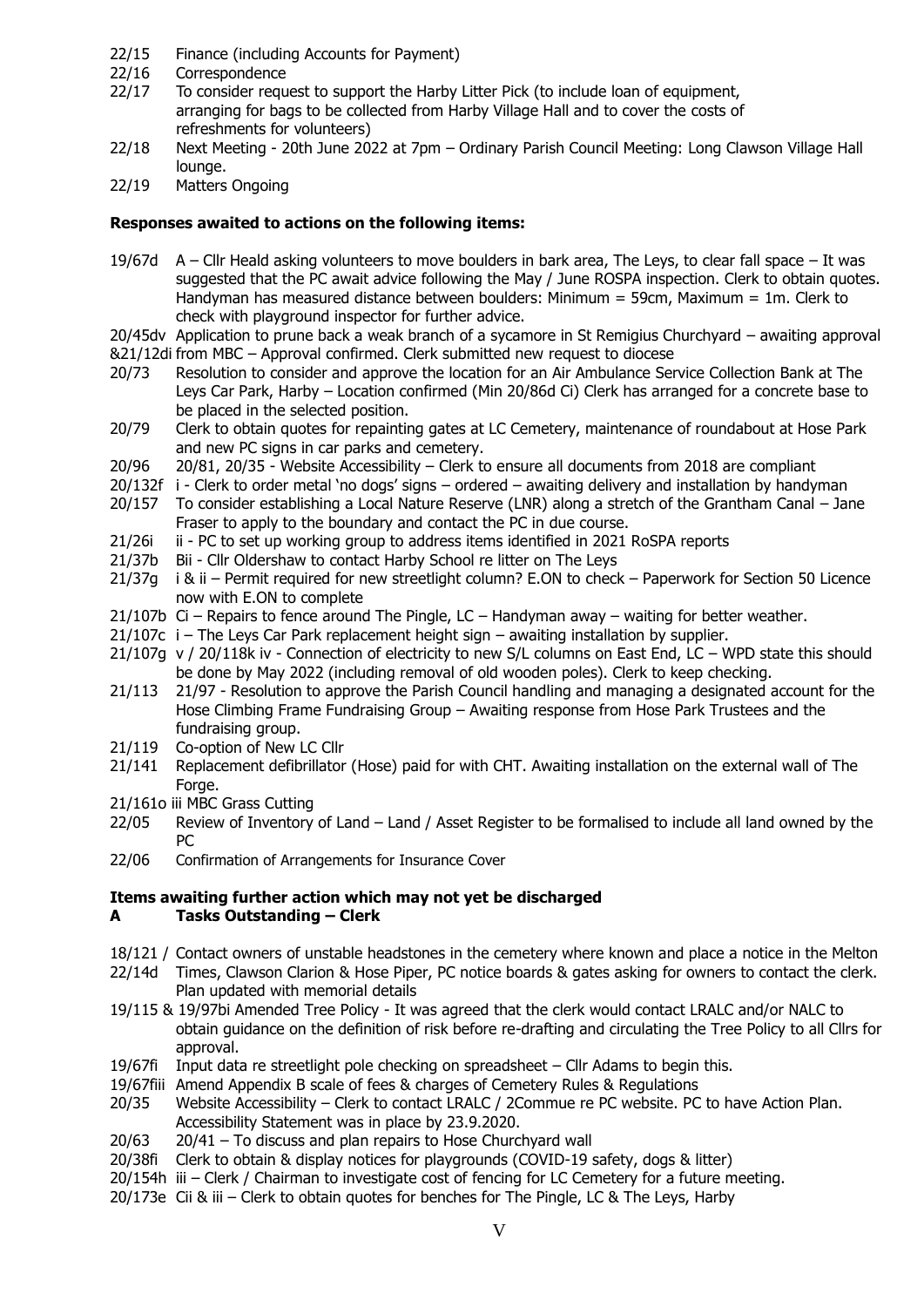22/15 Finance (including Accounts for Payment)

22/16 Correspondence

22/17 To consider request to support the Harby Litter Pick (to include loan of equipment, arranging for bags to be collected from Harby Village Hall and to cover the costs of refreshments for volunteers)

22/18 Next Meeting - 20th June 2022 at 7pm – Ordinary Parish Council Meeting: Long Clawson Village Hall lounge.

22/19 Matters Ongoing

**Responses awaited to actions on the following items:**

19/67d A – Cllr Heald asking volunteers to move boulders in bark area, The Leys, to clear fall space – It was suggested that the PC await advice following the May / June ROSPA inspection. Clerk to obtain quotes. Handyman has measured distance between boulders: Minimum = 59cm, Maximum = 1m. Clerk to check with playground inspector for further advice.

20/45dv &21/12di Application to prune back a weak branch of a sycamore in St Remigius Churchyard – awaiting approval from MBC – Approval confirmed. Clerk submitted new request to diocese

20/73 Resolution to consider and approve the location for an Air Ambulance Service Collection Bank at The Leys Car Park, Harby – Location confirmed (Min 20/86d Ci) Clerk has arranged for a concrete base to be placed in the selected position.

20/79 Clerk to obtain quotes for repainting gates at LC Cemetery, maintenance of roundabout at Hose Park and new PC signs in car parks and cemetery.

20/96 20/81, 20/35 - Website Accessibility – Clerk to ensure all documents from 2018 are compliant

20/132f i - Clerk to order metal 'no dogs' signs – ordered – awaiting delivery and installation by handyman

20/157 To consider establishing a Local Nature Reserve (LNR) along a stretch of the Grantham Canal – Jane Fraser to apply to the boundary and contact the PC in due course.

21/26i ii - PC to set up working group to address items identified in 2021 RoSPA reports

21/37b Bii - Cllr Oldershaw to contact Harby School re litter on The Leys

21/37g i & ii – Permit required for new streetlight column? E.ON to check – Paperwork for Section 50 Licence now with E.ON to complete

21/107b Ci – Repairs to fence around The Pingle, LC – Handyman away – waiting for better weather.

21/107c i – The Leys Car Park replacement height sign – awaiting installation by supplier.

21/107g v / 20/118k iv - Connection of electricity to new S/L columns on East End, LC – WPD state this should be done by May 2022 (including removal of old wooden poles). Clerk to keep checking.

21/113 21/97 - Resolution to approve the Parish Council handling and managing a designated account for the Hose Climbing Frame Fundraising Group – Awaiting response from Hose Park Trustees and the fundraising group.

21/119 Co-option of New LC Cllr

21/141 Replacement defibrillator (Hose) paid for with CHT. Awaiting installation on the external wall of The Forge.

21/161o iii MBC Grass Cutting

22/05 Review of Inventory of Land – Land / Asset Register to be formalised to include all land owned by the PC

22/06 Confirmation of Arrangements for Insurance Cover

**Items awaiting further action which may not yet be discharged**

**A Tasks Outstanding – Clerk**

18/121 / 22/14d Contact owners of unstable headstones in the cemetery where known and place a notice in the Melton Times, Clawson Clarion & Hose Piper, PC notice boards & gates asking for owners to contact the clerk. Plan updated with memorial details

19/115 & 19/97bi Amended Tree Policy - It was agreed that the clerk would contact LRALC and/or NALC to obtain guidance on the definition of risk before re-drafting and circulating the Tree Policy to all Cllrs for approval.

19/67fi Input data re streetlight pole checking on spreadsheet – Cllr Adams to begin this.

19/67fiii Amend Appendix B scale of fees & charges of Cemetery Rules & Regulations

20/35 Website Accessibility – Clerk to contact LRALC / 2Commue re PC website. PC to have Action Plan. Accessibility Statement was in place by 23.9.2020.

20/63 20/41 – To discuss and plan repairs to Hose Churchyard wall

20/38fi Clerk to obtain & display notices for playgrounds (COVID-19 safety, dogs & litter)

20/154h iii – Clerk / Chairman to investigate cost of fencing for LC Cemetery for a future meeting.

20/173e Cii & iii – Clerk to obtain quotes for benches for The Pingle, LC & The Leys, Harby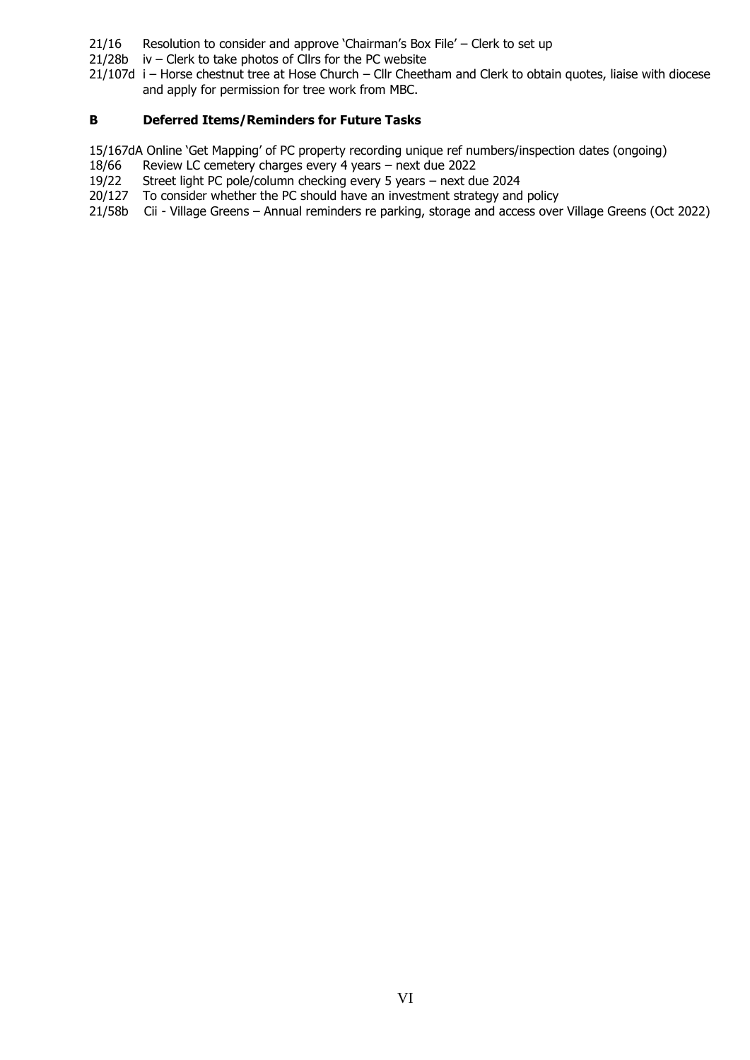21/16 Resolution to consider and approve 'Chairman's Box File' – Clerk to set up

21/28b iv – Clerk to take photos of Cllrs for the PC website

21/107d i – Horse chestnut tree at Hose Church – Cllr Cheetham and Clerk to obtain quotes, liaise with diocese and apply for permission for tree work from MBC.

## B Deferred Items/Reminders for Future Tasks

15/167dA Online 'Get Mapping' of PC property recording unique ref numbers/inspection dates (ongoing)

18/66 Review LC cemetery charges every 4 years – next due 2022

19/22 Street light PC pole/column checking every 5 years – next due 2024

20/127 To consider whether the PC should have an investment strategy and policy

21/58b Cii - Village Greens – Annual reminders re parking, storage and access over Village Greens (Oct 2022)